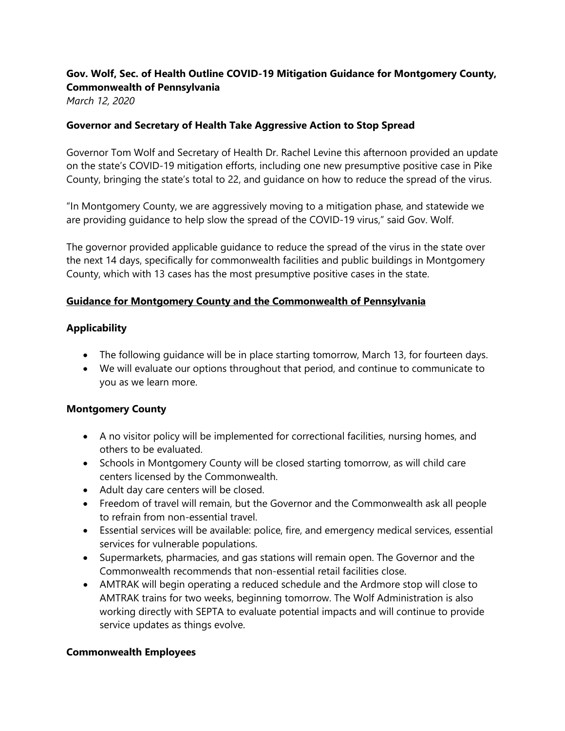# Gov. Wolf, Sec. of Health Outline COVID-19 Mitigation Guidance for Montgomery County, Commonwealth of Pennsylvania

*March 12, 2020*

## Governor and Secretary of Health Take Aggressive Action to Stop Spread

Governor Tom Wolf and Secretary of Health Dr. Rachel Levine this afternoon provided an update on the state's COVID-19 mitigation efforts, including one new presumptive positive case in Pike County, bringing the state's total to 22, and guidance on how to reduce the spread of the virus.

"In Montgomery County, we are aggressively moving to a mitigation phase, and statewide we are providing guidance to help slow the spread of the COVID-19 virus," said Gov. Wolf.

The governor provided applicable guidance to reduce the spread of the virus in the state over the next 14 days, specifically for commonwealth facilities and public buildings in Montgomery County, which with 13 cases has the most presumptive positive cases in the state.

## Guidance for Montgomery County and the Commonwealth of Pennsylvania

### Applicability

- The following guidance will be in place starting tomorrow, March 13, for fourteen days.
- We will evaluate our options throughout that period, and continue to communicate to you as we learn more.

### Montgomery County

- A no visitor policy will be implemented for correctional facilities, nursing homes, and others to be evaluated.
- Schools in Montgomery County will be closed starting tomorrow, as will child care centers licensed by the Commonwealth.
- Adult day care centers will be closed.
- Freedom of travel will remain, but the Governor and the Commonwealth ask all people to refrain from non-essential travel.
- Essential services will be available: police, fire, and emergency medical services, essential services for vulnerable populations.
- Supermarkets, pharmacies, and gas stations will remain open. The Governor and the Commonwealth recommends that non-essential retail facilities close.
- AMTRAK will begin operating a reduced schedule and the Ardmore stop will close to AMTRAK trains for two weeks, beginning tomorrow. The Wolf Administration is also working directly with SEPTA to evaluate potential impacts and will continue to provide service updates as things evolve.

### Commonwealth Employees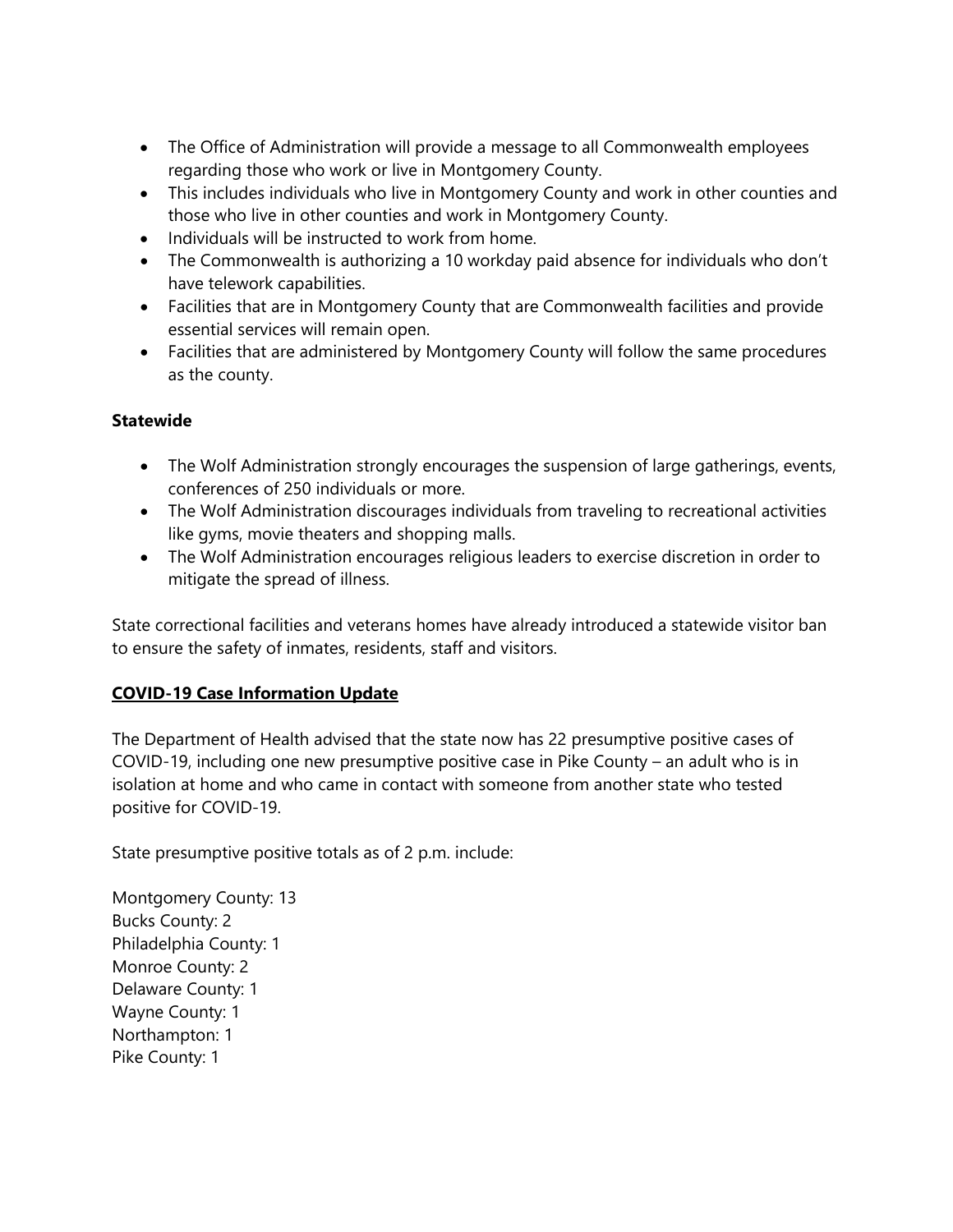- The Office of Administration will provide a message to all Commonwealth employees regarding those who work or live in Montgomery County.
- This includes individuals who live in Montgomery County and work in other counties and those who live in other counties and work in Montgomery County.
- Individuals will be instructed to work from home.
- The Commonwealth is authorizing a 10 workday paid absence for individuals who don't have telework capabilities.
- Facilities that are in Montgomery County that are Commonwealth facilities and provide essential services will remain open.
- Facilities that are administered by Montgomery County will follow the same procedures as the county.

**Statewide**

- The Wolf Administration strongly encourages the suspension of large gatherings, events, conferences of 250 individuals or more.
- The Wolf Administration discourages individuals from traveling to recreational activities like gyms, movie theaters and shopping malls.
- The Wolf Administration encourages religious leaders to exercise discretion in order to mitigate the spread of illness.

State correctional facilities and veterans homes have already introduced a statewide visitor ban to ensure the safety of inmates, residents, staff and visitors.

**COVID-19 Case Information Update**

The Department of Health advised that the state now has 22 presumptive positive cases of COVID-19, including one new presumptive positive case in Pike County – an adult who is in isolation at home and who came in contact with someone from another state who tested positive for COVID-19.

State presumptive positive totals as of 2 p.m. include:

Montgomery County: 13
Bucks County: 2
Philadelphia County: 1
Monroe County: 2
Delaware County: 1
Wayne County: 1
Northampton: 1
Pike County: 1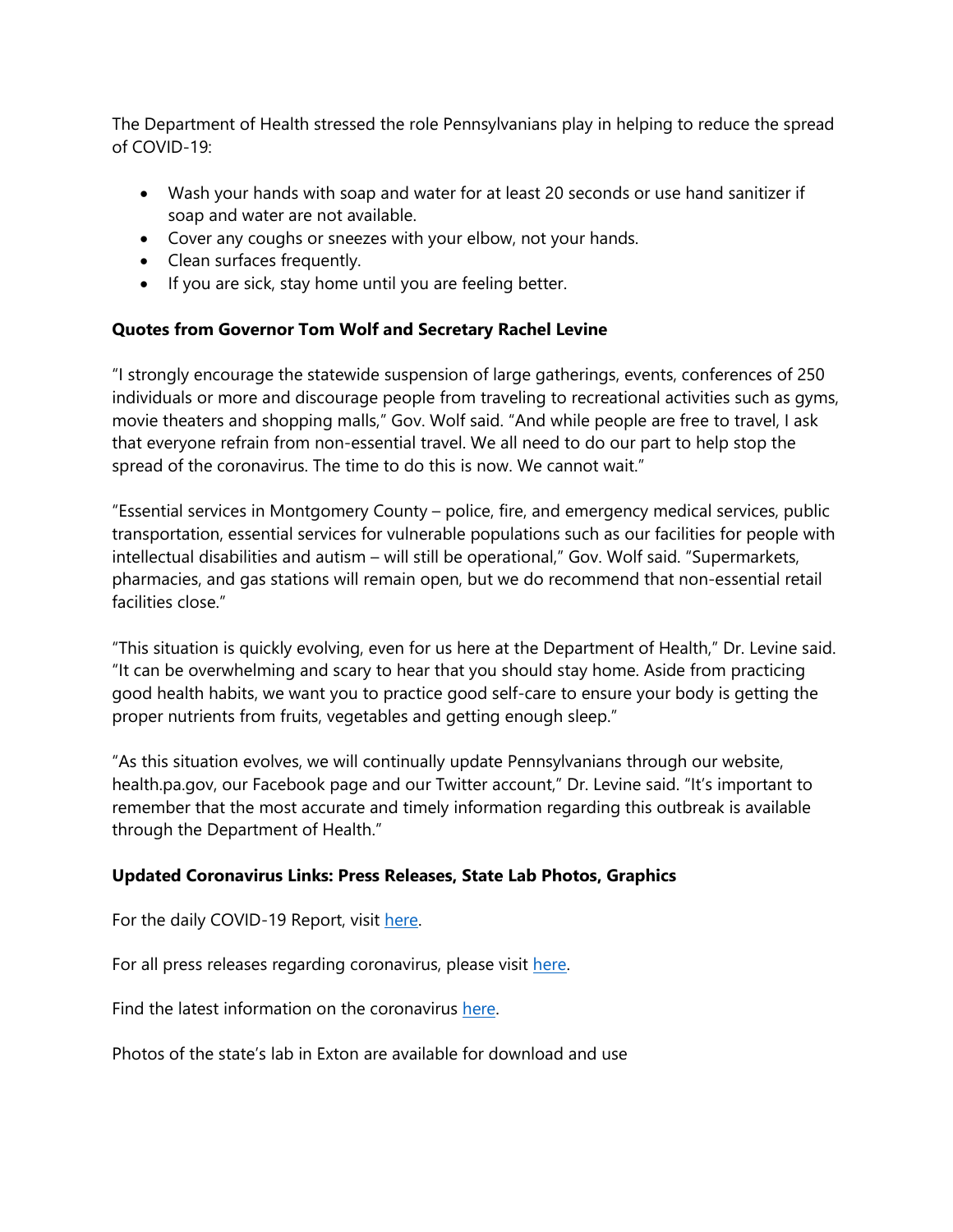The Department of Health stressed the role Pennsylvanians play in helping to reduce the spread of COVID-19:

- Wash your hands with soap and water for at least 20 seconds or use hand sanitizer if soap and water are not available.
- Cover any coughs or sneezes with your elbow, not your hands.
- Clean surfaces frequently.
- If you are sick, stay home until you are feeling better.

**Quotes from Governor Tom Wolf and Secretary Rachel Levine**

"I strongly encourage the statewide suspension of large gatherings, events, conferences of 250 individuals or more and discourage people from traveling to recreational activities such as gyms, movie theaters and shopping malls," Gov. Wolf said. "And while people are free to travel, I ask that everyone refrain from non-essential travel. We all need to do our part to help stop the spread of the coronavirus. The time to do this is now. We cannot wait."

"Essential services in Montgomery County – police, fire, and emergency medical services, public transportation, essential services for vulnerable populations such as our facilities for people with intellectual disabilities and autism – will still be operational," Gov. Wolf said. "Supermarkets, pharmacies, and gas stations will remain open, but we do recommend that non-essential retail facilities close."

"This situation is quickly evolving, even for us here at the Department of Health," Dr. Levine said. "It can be overwhelming and scary to hear that you should stay home. Aside from practicing good health habits, we want you to practice good self-care to ensure your body is getting the proper nutrients from fruits, vegetables and getting enough sleep."

"As this situation evolves, we will continually update Pennsylvanians through our website, health.pa.gov, our Facebook page and our Twitter account," Dr. Levine said. "It's important to remember that the most accurate and timely information regarding this outbreak is available through the Department of Health."

**Updated Coronavirus Links: Press Releases, State Lab Photos, Graphics**

For the daily COVID-19 Report, visit here.

For all press releases regarding coronavirus, please visit here.

Find the latest information on the coronavirus here.

Photos of the state's lab in Exton are available for download and use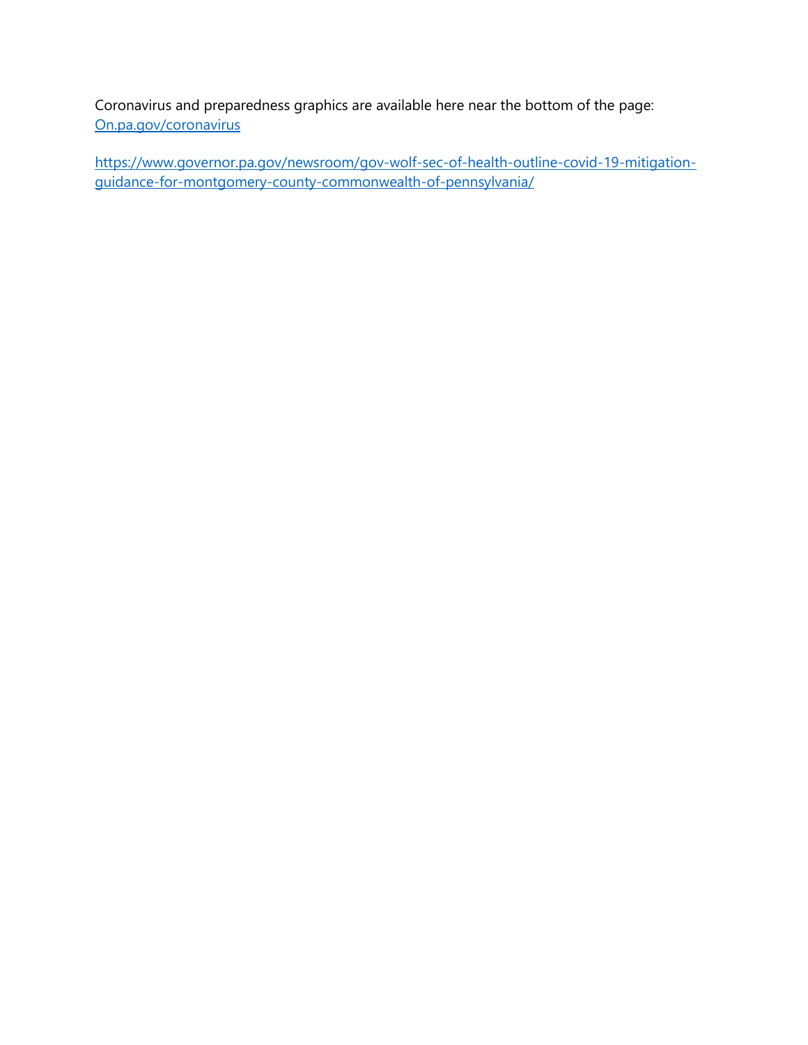Coronavirus and preparedness graphics are available here near the bottom of the page: [On.pa.gov/coronavirus](On.pa.gov/coronavirus)

[https://www.governor.pa.gov/newsroom/gov-wolf-sec-of-health-outline-covid-19-mitigation-guidance-for-montgomery-county-commonwealth-of-pennsylvania/](https://www.governor.pa.gov/newsroom/gov-wolf-sec-of-health-outline-covid-19-mitigation-guidance-for-montgomery-county-commonwealth-of-pennsylvania/)